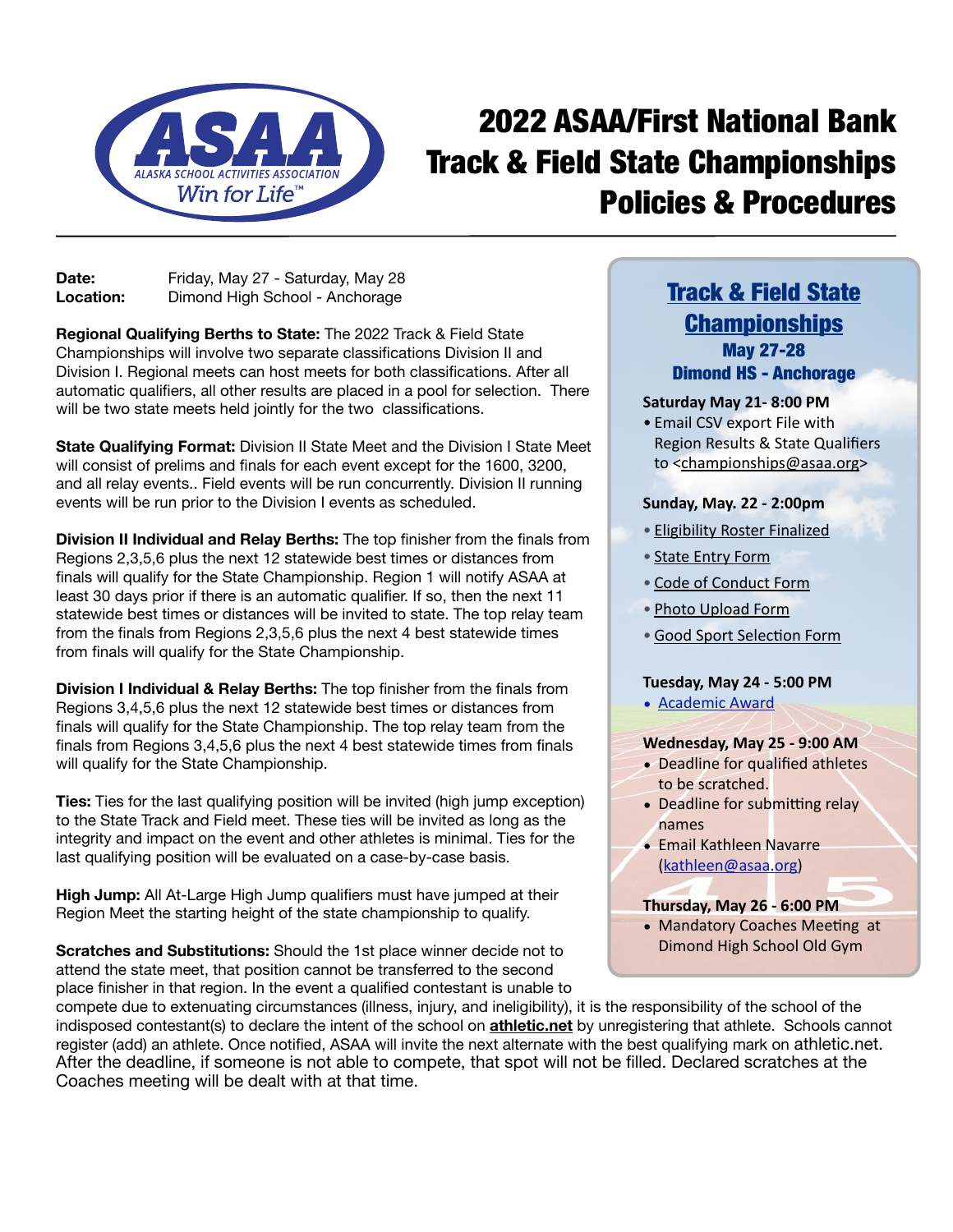ASAA
ALASKA SCHOOL ACTIVITIES ASSOCIATION
Win for Life™

# 2022 ASAA/First National Bank Track & Field State Championships Policies & Procedures

**Date:** Friday, May 27 - Saturday, May 28
**Location:** Dimond High School - Anchorage

**Regional Qualifying Berths to State:** The 2022 Track & Field State Championships will involve two separate classifications Division II and Division I. Regional meets can host meets for both classifications. After all automatic qualifiers, all other results are placed in a pool for selection. There will be two state meets held jointly for the two classifications.

**State Qualifying Format:** Division II State Meet and the Division I State Meet will consist of prelims and finals for each event except for the 1600, 3200, and all relay events.. Field events will be run concurrently. Division II running events will be run prior to the Division I events as scheduled.

**Division II Individual and Relay Berths:** The top finisher from the finals from Regions 2,3,5,6 plus the next 12 statewide best times or distances from finals will qualify for the State Championship. Region 1 will notify ASAA at least 30 days prior if there is an automatic qualifier. If so, then the next 11 statewide best times or distances will be invited to state. The top relay team from the finals from Regions 2,3,5,6 plus the next 4 best statewide times from finals will qualify for the State Championship.

**Division I Individual & Relay Berths:** The top finisher from the finals from Regions 3,4,5,6 plus the next 12 statewide best times or distances from finals will qualify for the State Championship. The top relay team from the finals from Regions 3,4,5,6 plus the next 4 best statewide times from finals will qualify for the State Championship.

**Ties:** Ties for the last qualifying position will be invited (high jump exception) to the State Track and Field meet. These ties will be invited as long as the integrity and impact on the event and other athletes is minimal. Ties for the last qualifying position will be evaluated on a case-by-case basis.

**High Jump:** All At-Large High Jump qualifiers must have jumped at their Region Meet the starting height of the state championship to qualify.

**Scratches and Substitutions:** Should the 1st place winner decide not to attend the state meet, that position cannot be transferred to the second place finisher in that region. In the event a qualified contestant is unable to compete due to extenuating circumstances (illness, injury, and ineligibility), it is the responsibility of the school of the indisposed contestant(s) to declare the intent of the school on **athletic.net** by unregistering that athlete. Schools cannot register (add) an athlete. Once notified, ASAA will invite the next alternate with the best qualifying mark on athletic.net. After the deadline, if someone is not able to compete, that spot will not be filled. Declared scratches at the Coaches meeting will be dealt with at that time.

## Track & Field State Championships
### May 27-28
### Dimond HS - Anchorage

**Saturday May 21- 8:00 PM**
- Email CSV export File with Region Results & State Qualifiers to <championships@asaa.org>

**Sunday, May. 22 - 2:00pm**
- Eligibility Roster Finalized
- State Entry Form
- Code of Conduct Form
- Photo Upload Form
- Good Sport Selection Form

**Tuesday, May 24 - 5:00 PM**
- Academic Award

**Wednesday, May 25 - 9:00 AM**
- Deadline for qualified athletes to be scratched.
- Deadline for submitting relay names
- Email Kathleen Navarre (kathleen@asaa.org)

**Thursday, May 26 - 6:00 PM**
- Mandatory Coaches Meeting at Dimond High School Old Gym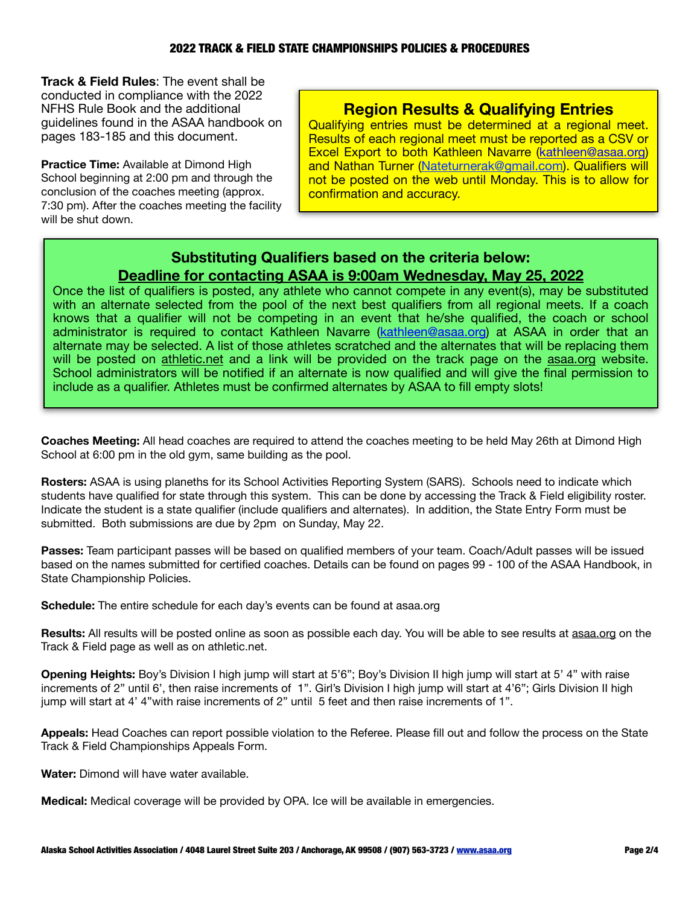## 2022 TRACK & FIELD STATE CHAMPIONSHIPS POLICIES & PROCEDURES

**Track & Field Rules**: The event shall be conducted in compliance with the 2022 NFHS Rule Book and the additional guidelines found in the ASAA handbook on pages 183-185 and this document.

**Practice Time:** Available at Dimond High School beginning at 2:00 pm and through the conclusion of the coaches meeting (approx. 7:30 pm). After the coaches meeting the facility will be shut down.

### Region Results & Qualifying Entries

Qualifying entries must be determined at a regional meet. Results of each regional meet must be reported as a CSV or Excel Export to both Kathleen Navarre (kathleen@asaa.org) and Nathan Turner (Nateturnerak@gmail.com). Qualifiers will not be posted on the web until Monday. This is to allow for confirmation and accuracy.

### Substituting Qualifiers based on the criteria below:
### Deadline for contacting ASAA is 9:00am Wednesday, May 25, 2022

Once the list of qualifiers is posted, any athlete who cannot compete in any event(s), may be substituted with an alternate selected from the pool of the next best qualifiers from all regional meets. If a coach knows that a qualifier will not be competing in an event that he/she qualified, the coach or school administrator is required to contact Kathleen Navarre (kathleen@asaa.org) at ASAA in order that an alternate may be selected. A list of those athletes scratched and the alternates that will be replacing them will be posted on athletic.net and a link will be provided on the track page on the asaa.org website. School administrators will be notified if an alternate is now qualified and will give the final permission to include as a qualifier. Athletes must be confirmed alternates by ASAA to fill empty slots!

**Coaches Meeting:** All head coaches are required to attend the coaches meeting to be held May 26th at Dimond High School at 6:00 pm in the old gym, same building as the pool.

**Rosters:** ASAA is using planeths for its School Activities Reporting System (SARS). Schools need to indicate which students have qualified for state through this system. This can be done by accessing the Track & Field eligibility roster. Indicate the student is a state qualifier (include qualifiers and alternates). In addition, the State Entry Form must be submitted. Both submissions are due by 2pm on Sunday, May 22.

**Passes:** Team participant passes will be based on qualified members of your team. Coach/Adult passes will be issued based on the names submitted for certified coaches. Details can be found on pages 99 - 100 of the ASAA Handbook, in State Championship Policies.

**Schedule:** The entire schedule for each day's events can be found at asaa.org

**Results:** All results will be posted online as soon as possible each day. You will be able to see results at asaa.org on the Track & Field page as well as on athletic.net.

**Opening Heights:** Boy's Division I high jump will start at 5'6"; Boy's Division II high jump will start at 5' 4" with raise increments of 2" until 6', then raise increments of 1". Girl's Division I high jump will start at 4'6"; Girls Division II high jump will start at 4' 4"with raise increments of 2" until 5 feet and then raise increments of 1".

**Appeals:** Head Coaches can report possible violation to the Referee. Please fill out and follow the process on the State Track & Field Championships Appeals Form.

**Water:** Dimond will have water available.

**Medical:** Medical coverage will be provided by OPA. Ice will be available in emergencies.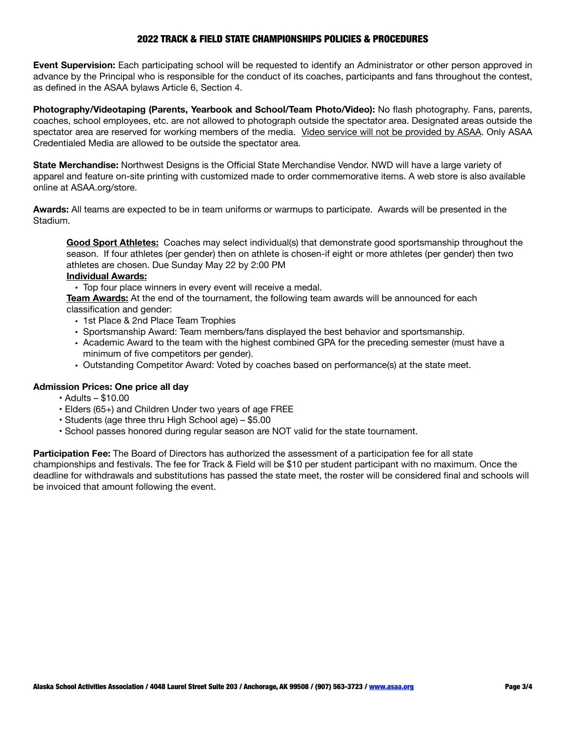## 2022 TRACK & FIELD STATE CHAMPIONSHIPS POLICIES & PROCEDURES

**Event Supervision:** Each participating school will be requested to identify an Administrator or other person approved in advance by the Principal who is responsible for the conduct of its coaches, participants and fans throughout the contest, as defined in the ASAA bylaws Article 6, Section 4.

**Photography/Videotaping (Parents, Yearbook and School/Team Photo/Video):** No flash photography. Fans, parents, coaches, school employees, etc. are not allowed to photograph outside the spectator area. Designated areas outside the spectator area are reserved for working members of the media. Video service will not be provided by ASAA. Only ASAA Credentialed Media are allowed to be outside the spectator area.

**State Merchandise:** Northwest Designs is the Official State Merchandise Vendor. NWD will have a large variety of apparel and feature on-site printing with customized made to order commemorative items. A web store is also available online at ASAA.org/store.

**Awards:** All teams are expected to be in team uniforms or warmups to participate. Awards will be presented in the Stadium.

**Good Sport Athletes:** Coaches may select individual(s) that demonstrate good sportsmanship throughout the season. If four athletes (per gender) then on athlete is chosen-if eight or more athletes (per gender) then two athletes are chosen. Due Sunday May 22 by 2:00 PM

**Individual Awards:**

- Top four place winners in every event will receive a medal.

**Team Awards:** At the end of the tournament, the following team awards will be announced for each classification and gender:

- 1st Place & 2nd Place Team Trophies
- Sportsmanship Award: Team members/fans displayed the best behavior and sportsmanship.
- Academic Award to the team with the highest combined GPA for the preceding semester (must have a minimum of five competitors per gender).
- Outstanding Competitor Award: Voted by coaches based on performance(s) at the state meet.

**Admission Prices: One price all day**

- Adults – $10.00
- Elders (65+) and Children Under two years of age FREE
- Students (age three thru High School age) – $5.00
- School passes honored during regular season are NOT valid for the state tournament.

**Participation Fee:** The Board of Directors has authorized the assessment of a participation fee for all state championships and festivals. The fee for Track & Field will be $10 per student participant with no maximum. Once the deadline for withdrawals and substitutions has passed the state meet, the roster will be considered final and schools will be invoiced that amount following the event.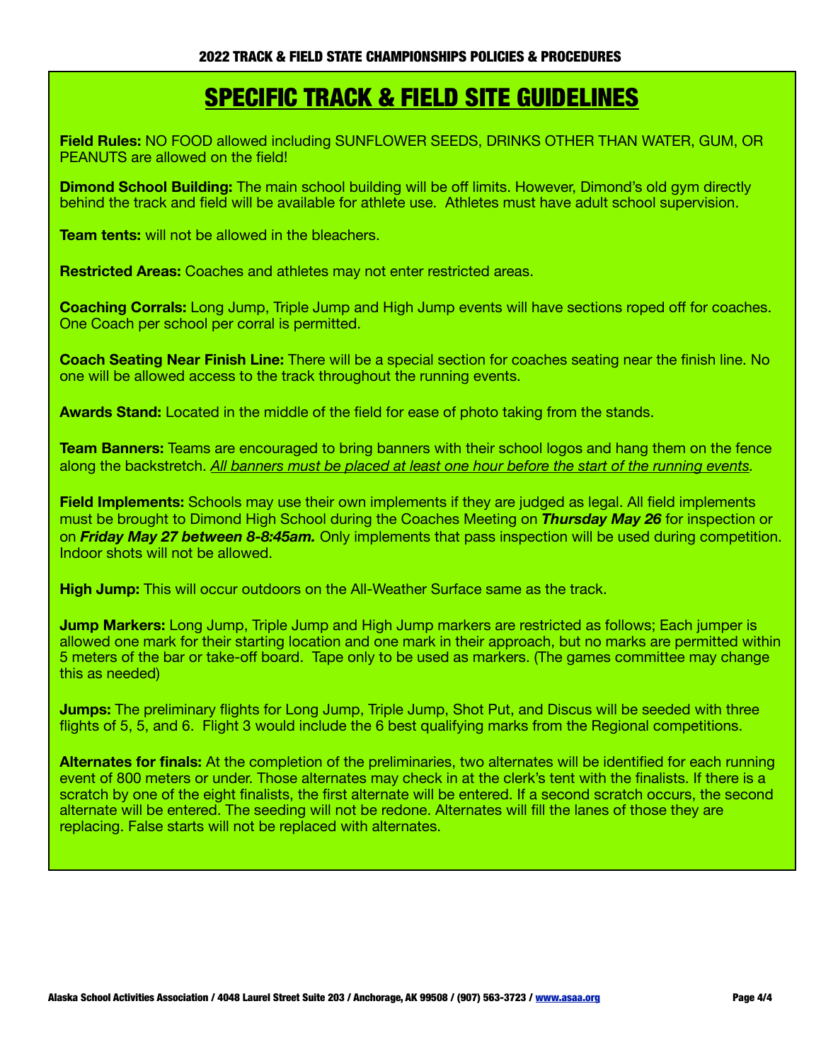## SPECIFIC TRACK & FIELD SITE GUIDELINES

**Field Rules:** NO FOOD allowed including SUNFLOWER SEEDS, DRINKS OTHER THAN WATER, GUM, OR PEANUTS are allowed on the field!

**Dimond School Building:** The main school building will be off limits. However, Dimond's old gym directly behind the track and field will be available for athlete use. Athletes must have adult school supervision.

**Team tents:** will not be allowed in the bleachers.

**Restricted Areas:** Coaches and athletes may not enter restricted areas.

**Coaching Corrals:** Long Jump, Triple Jump and High Jump events will have sections roped off for coaches. One Coach per school per corral is permitted.

**Coach Seating Near Finish Line:** There will be a special section for coaches seating near the finish line. No one will be allowed access to the track throughout the running events.

**Awards Stand:** Located in the middle of the field for ease of photo taking from the stands.

**Team Banners:** Teams are encouraged to bring banners with their school logos and hang them on the fence along the backstretch. *All banners must be placed at least one hour before the start of the running events.*

**Field Implements:** Schools may use their own implements if they are judged as legal. All field implements must be brought to Dimond High School during the Coaches Meeting on ***Thursday May 26*** for inspection or on ***Friday May 27 between 8-8:45am.*** Only implements that pass inspection will be used during competition. Indoor shots will not be allowed.

**High Jump:** This will occur outdoors on the All-Weather Surface same as the track.

**Jump Markers:** Long Jump, Triple Jump and High Jump markers are restricted as follows; Each jumper is allowed one mark for their starting location and one mark in their approach, but no marks are permitted within 5 meters of the bar or take-off board. Tape only to be used as markers. (The games committee may change this as needed)

**Jumps:** The preliminary flights for Long Jump, Triple Jump, Shot Put, and Discus will be seeded with three flights of 5, 5, and 6. Flight 3 would include the 6 best qualifying marks from the Regional competitions.

**Alternates for finals:** At the completion of the preliminaries, two alternates will be identified for each running event of 800 meters or under. Those alternates may check in at the clerk's tent with the finalists. If there is a scratch by one of the eight finalists, the first alternate will be entered. If a second scratch occurs, the second alternate will be entered. The seeding will not be redone. Alternates will fill the lanes of those they are replacing. False starts will not be replaced with alternates.